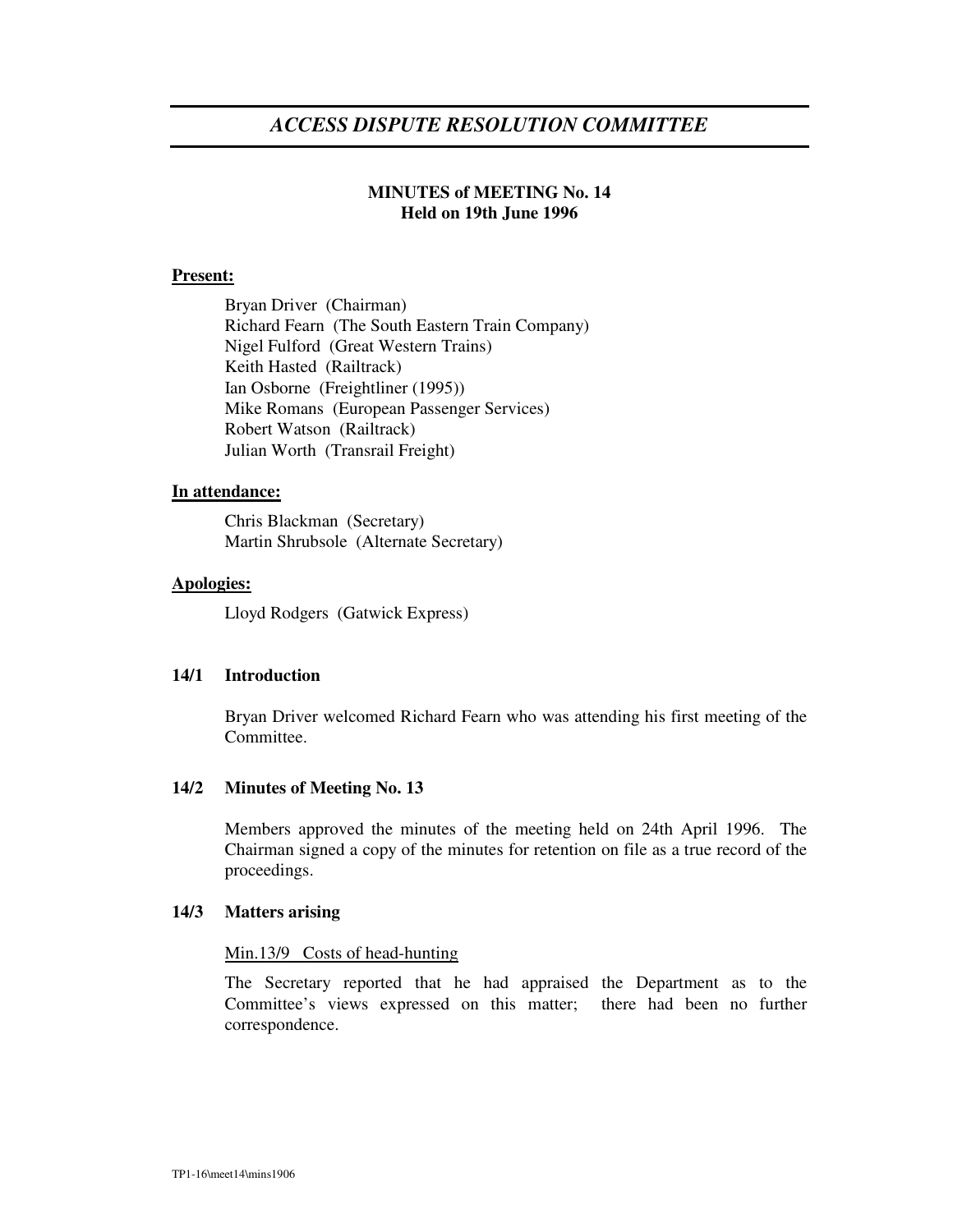# *ACCESS DISPUTE RESOLUTION COMMITTEE*

**MINUTES of MEETING No. 14**
**Held on 19th June 1996**

**Present:**

Bryan Driver (Chairman)
Richard Fearn (The South Eastern Train Company)
Nigel Fulford (Great Western Trains)
Keith Hasted (Railtrack)
Ian Osborne (Freightliner (1995))
Mike Romans (European Passenger Services)
Robert Watson (Railtrack)
Julian Worth (Transrail Freight)

**In attendance:**

Chris Blackman (Secretary)
Martin Shrubsole (Alternate Secretary)

**Apologies:**

Lloyd Rodgers (Gatwick Express)

## 14/1 Introduction

Bryan Driver welcomed Richard Fearn who was attending his first meeting of the Committee.

## 14/2 Minutes of Meeting No. 13

Members approved the minutes of the meeting held on 24th April 1996. The Chairman signed a copy of the minutes for retention on file as a true record of the proceedings.

## 14/3 Matters arising

Min.13/9 Costs of head-hunting

The Secretary reported that he had appraised the Department as to the Committee's views expressed on this matter; there had been no further correspondence.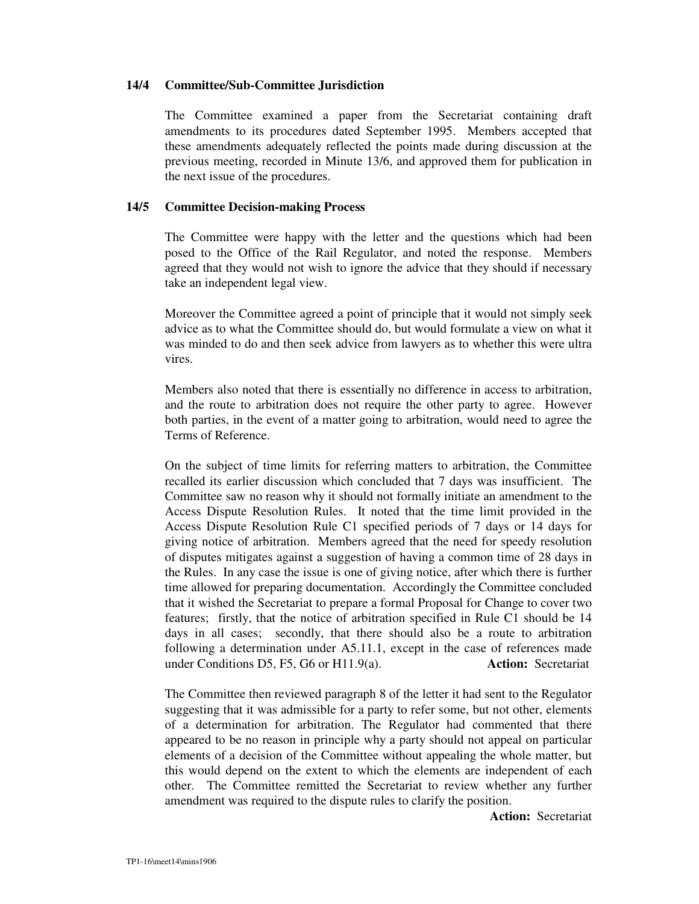### 14/4 Committee/Sub-Committee Jurisdiction

The Committee examined a paper from the Secretariat containing draft amendments to its procedures dated September 1995. Members accepted that these amendments adequately reflected the points made during discussion at the previous meeting, recorded in Minute 13/6, and approved them for publication in the next issue of the procedures.

### 14/5 Committee Decision-making Process

The Committee were happy with the letter and the questions which had been posed to the Office of the Rail Regulator, and noted the response. Members agreed that they would not wish to ignore the advice that they should if necessary take an independent legal view.

Moreover the Committee agreed a point of principle that it would not simply seek advice as to what the Committee should do, but would formulate a view on what it was minded to do and then seek advice from lawyers as to whether this were ultra vires.

Members also noted that there is essentially no difference in access to arbitration, and the route to arbitration does not require the other party to agree. However both parties, in the event of a matter going to arbitration, would need to agree the Terms of Reference.

On the subject of time limits for referring matters to arbitration, the Committee recalled its earlier discussion which concluded that 7 days was insufficient. The Committee saw no reason why it should not formally initiate an amendment to the Access Dispute Resolution Rules. It noted that the time limit provided in the Access Dispute Resolution Rule C1 specified periods of 7 days or 14 days for giving notice of arbitration. Members agreed that the need for speedy resolution of disputes mitigates against a suggestion of having a common time of 28 days in the Rules. In any case the issue is one of giving notice, after which there is further time allowed for preparing documentation. Accordingly the Committee concluded that it wished the Secretariat to prepare a formal Proposal for Change to cover two features; firstly, that the notice of arbitration specified in Rule C1 should be 14 days in all cases; secondly, that there should also be a route to arbitration following a determination under A5.11.1, except in the case of references made under Conditions D5, F5, G6 or H11.9(a). **Action:** Secretariat

The Committee then reviewed paragraph 8 of the letter it had sent to the Regulator suggesting that it was admissible for a party to refer some, but not other, elements of a determination for arbitration. The Regulator had commented that there appeared to be no reason in principle why a party should not appeal on particular elements of a decision of the Committee without appealing the whole matter, but this would depend on the extent to which the elements are independent of each other. The Committee remitted the Secretariat to review whether any further amendment was required to the dispute rules to clarify the position.

**Action:** Secretariat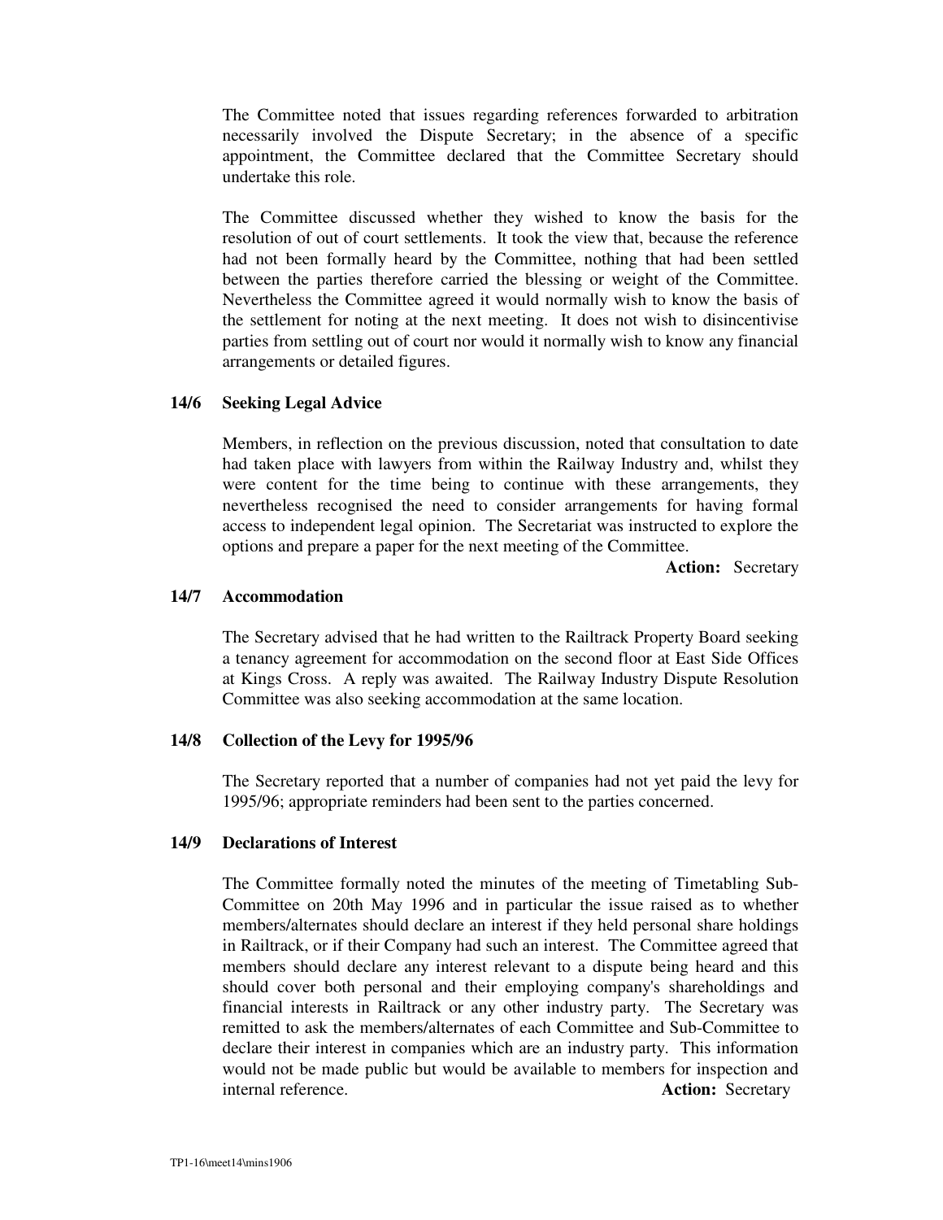The Committee noted that issues regarding references forwarded to arbitration necessarily involved the Dispute Secretary; in the absence of a specific appointment, the Committee declared that the Committee Secretary should undertake this role.

The Committee discussed whether they wished to know the basis for the resolution of out of court settlements. It took the view that, because the reference had not been formally heard by the Committee, nothing that had been settled between the parties therefore carried the blessing or weight of the Committee. Nevertheless the Committee agreed it would normally wish to know the basis of the settlement for noting at the next meeting. It does not wish to disincentivise parties from settling out of court nor would it normally wish to know any financial arrangements or detailed figures.

### 14/6 Seeking Legal Advice

Members, in reflection on the previous discussion, noted that consultation to date had taken place with lawyers from within the Railway Industry and, whilst they were content for the time being to continue with these arrangements, they nevertheless recognised the need to consider arrangements for having formal access to independent legal opinion. The Secretariat was instructed to explore the options and prepare a paper for the next meeting of the Committee.

**Action:** Secretary

### 14/7 Accommodation

The Secretary advised that he had written to the Railtrack Property Board seeking a tenancy agreement for accommodation on the second floor at East Side Offices at Kings Cross. A reply was awaited. The Railway Industry Dispute Resolution Committee was also seeking accommodation at the same location.

### 14/8 Collection of the Levy for 1995/96

The Secretary reported that a number of companies had not yet paid the levy for 1995/96; appropriate reminders had been sent to the parties concerned.

### 14/9 Declarations of Interest

The Committee formally noted the minutes of the meeting of Timetabling Sub-Committee on 20th May 1996 and in particular the issue raised as to whether members/alternates should declare an interest if they held personal share holdings in Railtrack, or if their Company had such an interest. The Committee agreed that members should declare any interest relevant to a dispute being heard and this should cover both personal and their employing company's shareholdings and financial interests in Railtrack or any other industry party. The Secretary was remitted to ask the members/alternates of each Committee and Sub-Committee to declare their interest in companies which are an industry party. This information would not be made public but would be available to members for inspection and internal reference.

**Action:** Secretary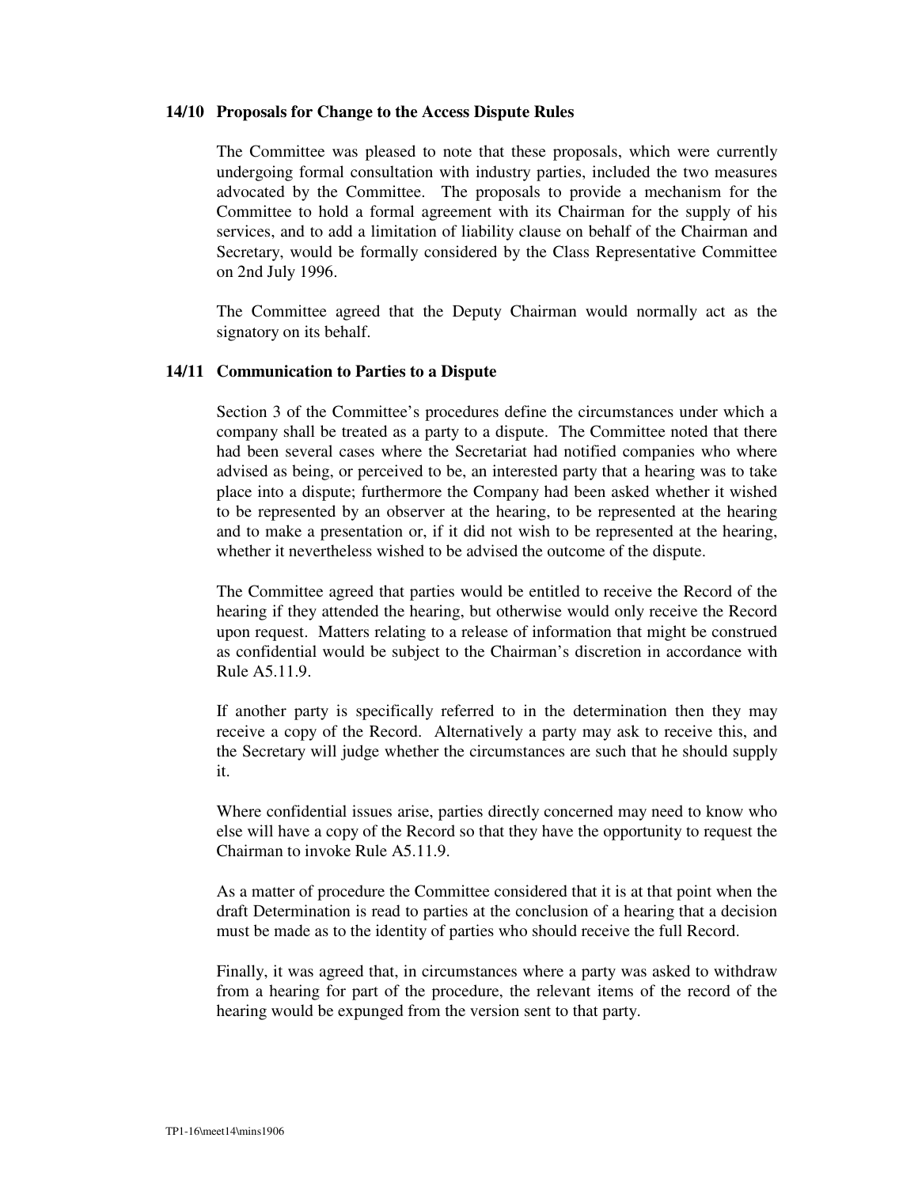### 14/10 Proposals for Change to the Access Dispute Rules

The Committee was pleased to note that these proposals, which were currently undergoing formal consultation with industry parties, included the two measures advocated by the Committee. The proposals to provide a mechanism for the Committee to hold a formal agreement with its Chairman for the supply of his services, and to add a limitation of liability clause on behalf of the Chairman and Secretary, would be formally considered by the Class Representative Committee on 2nd July 1996.

The Committee agreed that the Deputy Chairman would normally act as the signatory on its behalf.

### 14/11 Communication to Parties to a Dispute

Section 3 of the Committee's procedures define the circumstances under which a company shall be treated as a party to a dispute. The Committee noted that there had been several cases where the Secretariat had notified companies who where advised as being, or perceived to be, an interested party that a hearing was to take place into a dispute; furthermore the Company had been asked whether it wished to be represented by an observer at the hearing, to be represented at the hearing and to make a presentation or, if it did not wish to be represented at the hearing, whether it nevertheless wished to be advised the outcome of the dispute.

The Committee agreed that parties would be entitled to receive the Record of the hearing if they attended the hearing, but otherwise would only receive the Record upon request. Matters relating to a release of information that might be construed as confidential would be subject to the Chairman's discretion in accordance with Rule A5.11.9.

If another party is specifically referred to in the determination then they may receive a copy of the Record. Alternatively a party may ask to receive this, and the Secretary will judge whether the circumstances are such that he should supply it.

Where confidential issues arise, parties directly concerned may need to know who else will have a copy of the Record so that they have the opportunity to request the Chairman to invoke Rule A5.11.9.

As a matter of procedure the Committee considered that it is at that point when the draft Determination is read to parties at the conclusion of a hearing that a decision must be made as to the identity of parties who should receive the full Record.

Finally, it was agreed that, in circumstances where a party was asked to withdraw from a hearing for part of the procedure, the relevant items of the record of the hearing would be expunged from the version sent to that party.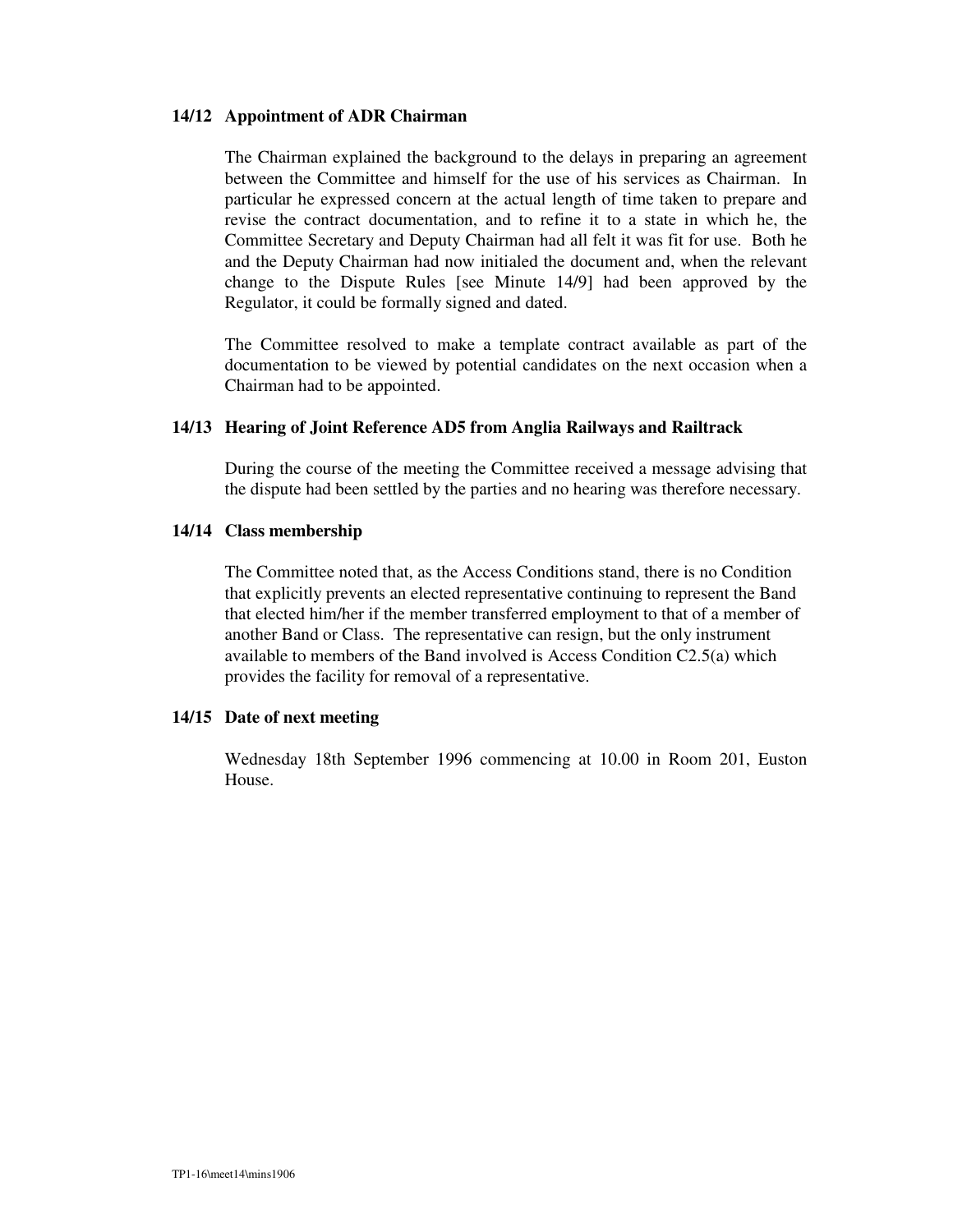### 14/12 Appointment of ADR Chairman

The Chairman explained the background to the delays in preparing an agreement between the Committee and himself for the use of his services as Chairman. In particular he expressed concern at the actual length of time taken to prepare and revise the contract documentation, and to refine it to a state in which he, the Committee Secretary and Deputy Chairman had all felt it was fit for use. Both he and the Deputy Chairman had now initialed the document and, when the relevant change to the Dispute Rules [see Minute 14/9] had been approved by the Regulator, it could be formally signed and dated.

The Committee resolved to make a template contract available as part of the documentation to be viewed by potential candidates on the next occasion when a Chairman had to be appointed.

### 14/13 Hearing of Joint Reference AD5 from Anglia Railways and Railtrack

During the course of the meeting the Committee received a message advising that the dispute had been settled by the parties and no hearing was therefore necessary.

### 14/14 Class membership

The Committee noted that, as the Access Conditions stand, there is no Condition that explicitly prevents an elected representative continuing to represent the Band that elected him/her if the member transferred employment to that of a member of another Band or Class. The representative can resign, but the only instrument available to members of the Band involved is Access Condition C2.5(a) which provides the facility for removal of a representative.

### 14/15 Date of next meeting

Wednesday 18th September 1996 commencing at 10.00 in Room 201, Euston House.

TP1-16\meet14\mins1906